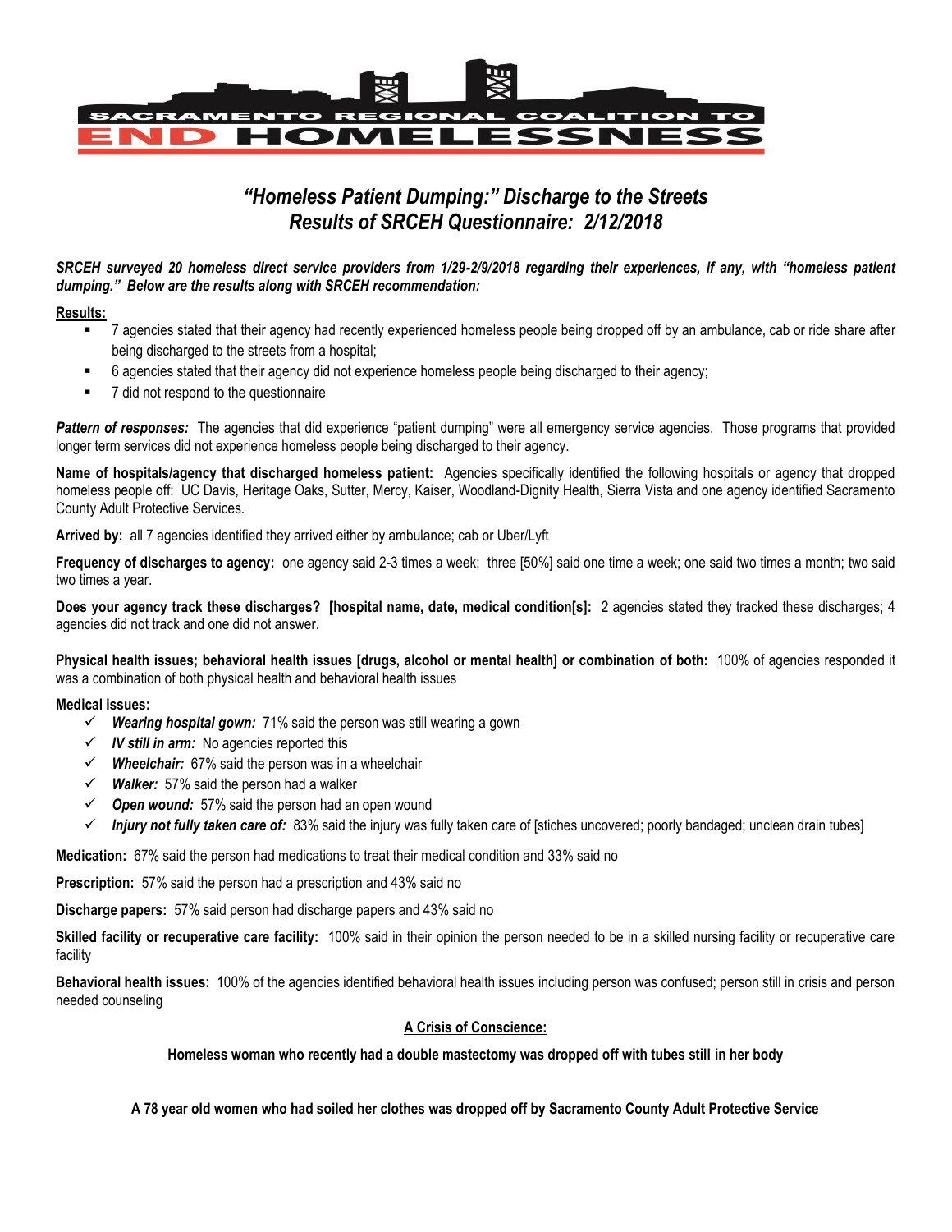SACRAMENTO REGIONAL COALITION TO END HOMELESSNESS

# *"Homeless Patient Dumping:" Discharge to the Streets*
# *Results of SRCEH Questionnaire: 2/12/2018*

***SRCEH surveyed 20 homeless direct service providers from 1/29-2/9/2018 regarding their experiences, if any, with "homeless patient dumping." Below are the results along with SRCEH recommendation:***

**Results:**

- 7 agencies stated that their agency had recently experienced homeless people being dropped off by an ambulance, cab or ride share after being discharged to the streets from a hospital;
- 6 agencies stated that their agency did not experience homeless people being discharged to their agency;
- 7 did not respond to the questionnaire

***Pattern of responses:*** The agencies that did experience "patient dumping" were all emergency service agencies. Those programs that provided longer term services did not experience homeless people being discharged to their agency.

**Name of hospitals/agency that discharged homeless patient:** Agencies specifically identified the following hospitals or agency that dropped homeless people off: UC Davis, Heritage Oaks, Sutter, Mercy, Kaiser, Woodland-Dignity Health, Sierra Vista and one agency identified Sacramento County Adult Protective Services.

**Arrived by:** all 7 agencies identified they arrived either by ambulance; cab or Uber/Lyft

**Frequency of discharges to agency:** one agency said 2-3 times a week; three [50%] said one time a week; one said two times a month; two said two times a year.

**Does your agency track these discharges? [hospital name, date, medical condition[s]:** 2 agencies stated they tracked these discharges; 4 agencies did not track and one did not answer.

**Physical health issues; behavioral health issues [drugs, alcohol or mental health] or combination of both:** 100% of agencies responded it was a combination of both physical health and behavioral health issues

**Medical issues:**

- ✓ ***Wearing hospital gown:*** 71% said the person was still wearing a gown
- ✓ ***IV still in arm:*** No agencies reported this
- ✓ ***Wheelchair:*** 67% said the person was in a wheelchair
- ✓ ***Walker:*** 57% said the person had a walker
- ✓ ***Open wound:*** 57% said the person had an open wound
- ✓ ***Injury not fully taken care of:*** 83% said the injury was fully taken care of [stiches uncovered; poorly bandaged; unclean drain tubes]

**Medication:** 67% said the person had medications to treat their medical condition and 33% said no

**Prescription:** 57% said the person had a prescription and 43% said no

**Discharge papers:** 57% said person had discharge papers and 43% said no

**Skilled facility or recuperative care facility:** 100% said in their opinion the person needed to be in a skilled nursing facility or recuperative care facility

**Behavioral health issues:** 100% of the agencies identified behavioral health issues including person was confused; person still in crisis and person needed counseling

**A Crisis of Conscience:**

**Homeless woman who recently had a double mastectomy was dropped off with tubes still in her body**

**A 78 year old women who had soiled her clothes was dropped off by Sacramento County Adult Protective Service**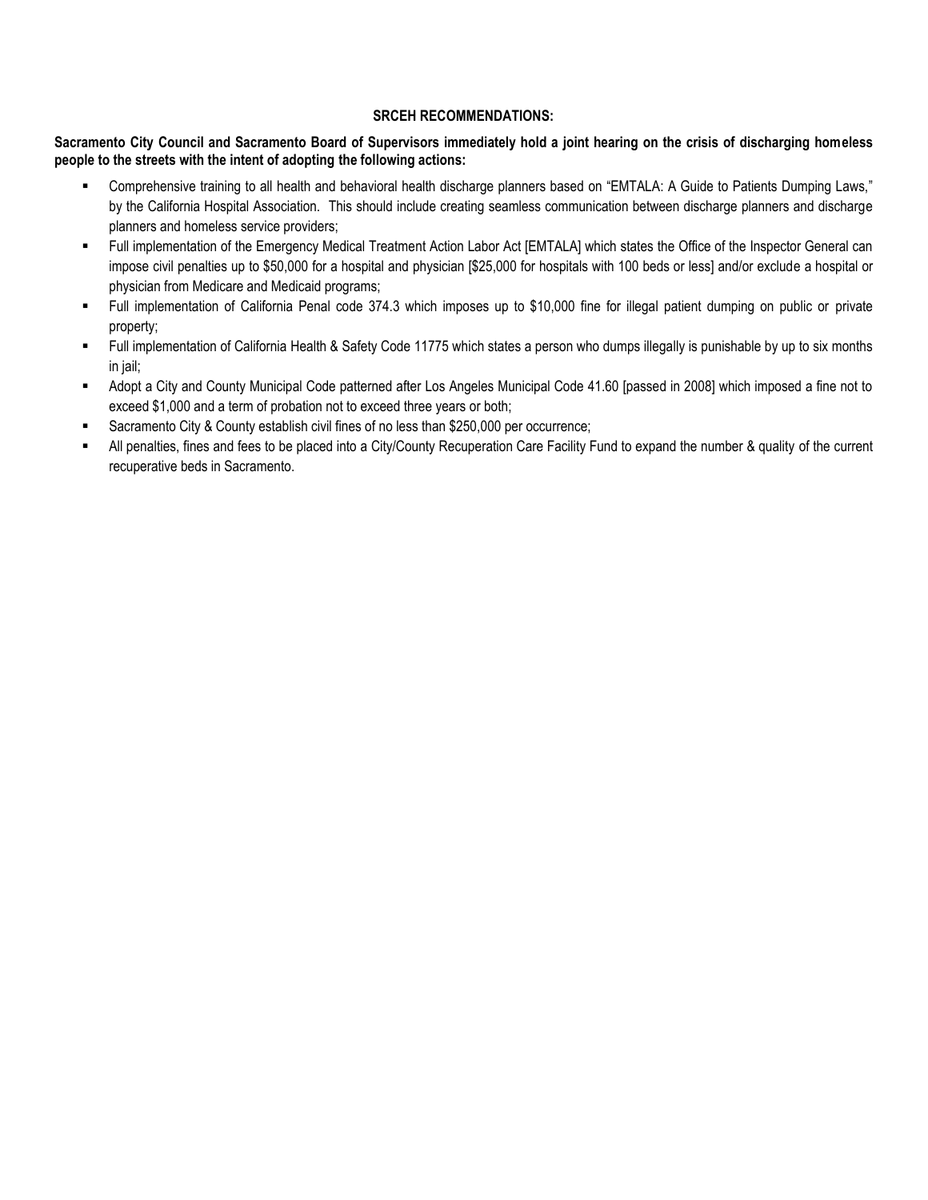**SRCEH RECOMMENDATIONS:**

**Sacramento City Council and Sacramento Board of Supervisors immediately hold a joint hearing on the crisis of discharging homeless people to the streets with the intent of adopting the following actions:**

- Comprehensive training to all health and behavioral health discharge planners based on "EMTALA: A Guide to Patients Dumping Laws," by the California Hospital Association. This should include creating seamless communication between discharge planners and discharge planners and homeless service providers;
- Full implementation of the Emergency Medical Treatment Action Labor Act [EMTALA] which states the Office of the Inspector General can impose civil penalties up to $50,000 for a hospital and physician [$25,000 for hospitals with 100 beds or less] and/or exclude a hospital or physician from Medicare and Medicaid programs;
- Full implementation of California Penal code 374.3 which imposes up to $10,000 fine for illegal patient dumping on public or private property;
- Full implementation of California Health & Safety Code 11775 which states a person who dumps illegally is punishable by up to six months in jail;
- Adopt a City and County Municipal Code patterned after Los Angeles Municipal Code 41.60 [passed in 2008] which imposed a fine not to exceed $1,000 and a term of probation not to exceed three years or both;
- Sacramento City & County establish civil fines of no less than $250,000 per occurrence;
- All penalties, fines and fees to be placed into a City/County Recuperation Care Facility Fund to expand the number & quality of the current recuperative beds in Sacramento.